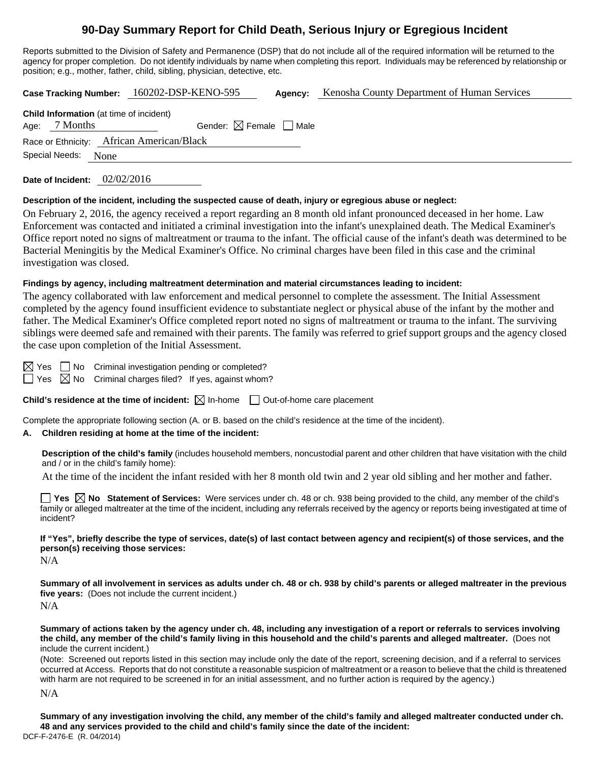# 90-Day Summary Report for Child Death, Serious Injury or Egregious Incident

Reports submitted to the Division of Safety and Permanence (DSP) that do not include all of the required information will be returned to the agency for proper completion. Do not identify individuals by name when completing this report. Individuals may be referenced by relationship or position; e.g., mother, father, child, sibling, physician, detective, etc.

**Case Tracking Number:** 160202-DSP-KENO-595 **Agency:** Kenosha County Department of Human Services

**Child Information** (at time of incident)

Age: 7 Months Gender: ☒ Female ☐ Male

Race or Ethnicity: African American/Black

Special Needs: None

**Date of Incident:** 02/02/2016

**Description of the incident, including the suspected cause of death, injury or egregious abuse or neglect:**

On February 2, 2016, the agency received a report regarding an 8 month old infant pronounced deceased in her home. Law Enforcement was contacted and initiated a criminal investigation into the infant's unexplained death. The Medical Examiner's Office report noted no signs of maltreatment or trauma to the infant. The official cause of the infant's death was determined to be Bacterial Meningitis by the Medical Examiner's Office. No criminal charges have been filed in this case and the criminal investigation was closed.

**Findings by agency, including maltreatment determination and material circumstances leading to incident:**

The agency collaborated with law enforcement and medical personnel to complete the assessment. The Initial Assessment completed by the agency found insufficient evidence to substantiate neglect or physical abuse of the infant by the mother and father. The Medical Examiner's Office completed report noted no signs of maltreatment or trauma to the infant. The surviving siblings were deemed safe and remained with their parents. The family was referred to grief support groups and the agency closed the case upon completion of the Initial Assessment.

☒ Yes ☐ No Criminal investigation pending or completed?

☐ Yes ☒ No Criminal charges filed? If yes, against whom?

**Child's residence at the time of incident:** ☒ In-home ☐ Out-of-home care placement

Complete the appropriate following section (A. or B. based on the child's residence at the time of the incident).

**A. Children residing at home at the time of the incident:**

**Description of the child's family** (includes household members, noncustodial parent and other children that have visitation with the child and / or in the child's family home):

At the time of the incident the infant resided with her 8 month old twin and 2 year old sibling and her mother and father.

☐ **Yes** ☒ **No Statement of Services:** Were services under ch. 48 or ch. 938 being provided to the child, any member of the child's family or alleged maltreater at the time of the incident, including any referrals received by the agency or reports being investigated at time of incident?

**If "Yes", briefly describe the type of services, date(s) of last contact between agency and recipient(s) of those services, and the person(s) receiving those services:**

N/A

**Summary of all involvement in services as adults under ch. 48 or ch. 938 by child's parents or alleged maltreater in the previous five years:** (Does not include the current incident.)

N/A

**Summary of actions taken by the agency under ch. 48, including any investigation of a report or referrals to services involving the child, any member of the child's family living in this household and the child's parents and alleged maltreater.** (Does not include the current incident.)

(Note: Screened out reports listed in this section may include only the date of the report, screening decision, and if a referral to services occurred at Access. Reports that do not constitute a reasonable suspicion of maltreatment or a reason to believe that the child is threatened with harm are not required to be screened in for an initial assessment, and no further action is required by the agency.)

N/A

**Summary of any investigation involving the child, any member of the child's family and alleged maltreater conducted under ch. 48 and any services provided to the child and child's family since the date of the incident:**

DCF-F-2476-E (R. 04/2014)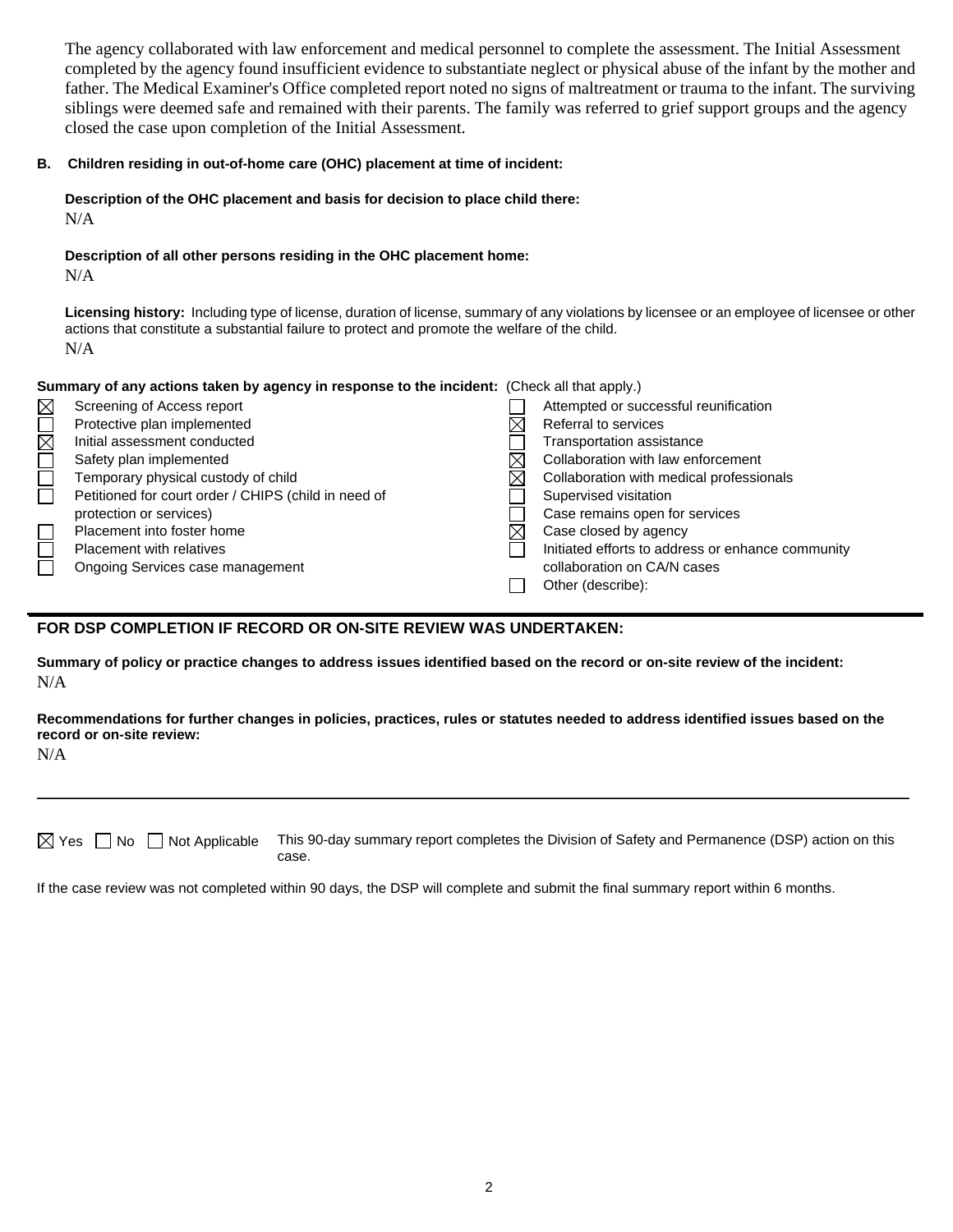The agency collaborated with law enforcement and medical personnel to complete the assessment. The Initial Assessment completed by the agency found insufficient evidence to substantiate neglect or physical abuse of the infant by the mother and father. The Medical Examiner's Office completed report noted no signs of maltreatment or trauma to the infant. The surviving siblings were deemed safe and remained with their parents. The family was referred to grief support groups and the agency closed the case upon completion of the Initial Assessment.

**B. Children residing in out-of-home care (OHC) placement at time of incident:**

**Description of the OHC placement and basis for decision to place child there:**
N/A

**Description of all other persons residing in the OHC placement home:**
N/A

**Licensing history:** Including type of license, duration of license, summary of any violations by licensee or an employee of licensee or other actions that constitute a substantial failure to protect and promote the welfare of the child.
N/A

**Summary of any actions taken by agency in response to the incident:** (Check all that apply.)

- ☒ Screening of Access report
- ☐ Protective plan implemented
- ☒ Initial assessment conducted
- ☐ Safety plan implemented
- ☐ Temporary physical custody of child
- ☐ Petitioned for court order / CHIPS (child in need of protection or services)
- ☐ Placement into foster home
- ☐ Placement with relatives
- ☐ Ongoing Services case management
- ☐ Attempted or successful reunification
- ☒ Referral to services
- ☐ Transportation assistance
- ☒ Collaboration with law enforcement
- ☒ Collaboration with medical professionals
- ☐ Supervised visitation
- ☐ Case remains open for services
- ☒ Case closed by agency
- ☐ Initiated efforts to address or enhance community collaboration on CA/N cases
- ☐ Other (describe):

## FOR DSP COMPLETION IF RECORD OR ON-SITE REVIEW WAS UNDERTAKEN:

**Summary of policy or practice changes to address issues identified based on the record or on-site review of the incident:**
N/A

**Recommendations for further changes in policies, practices, rules or statutes needed to address identified issues based on the record or on-site review:**
N/A

---

☒ Yes ☐ No ☐ Not Applicable This 90-day summary report completes the Division of Safety and Permanence (DSP) action on this case.

If the case review was not completed within 90 days, the DSP will complete and submit the final summary report within 6 months.